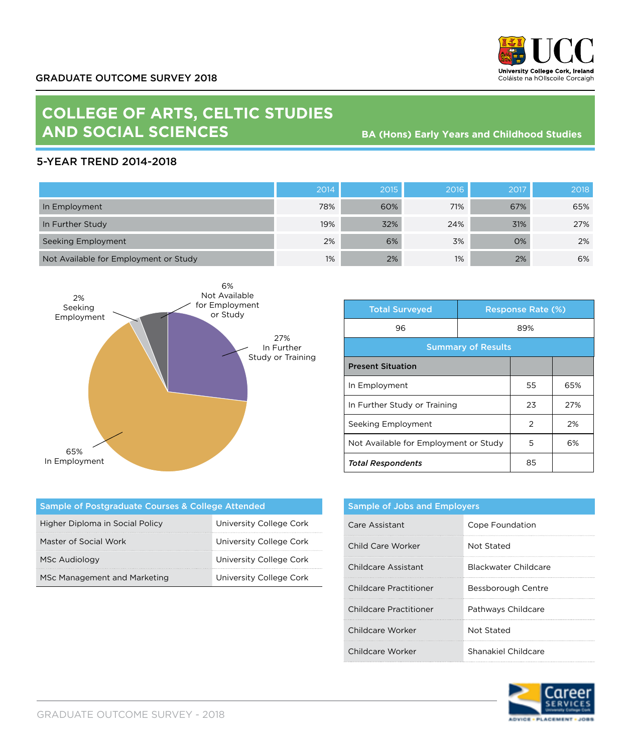GRADUATE OUTCOME SURVEY 2018

# COLLEGE OF ARTS, CELTIC STUDIES AND SOCIAL SCIENCES

**BA (Hons) Early Years and Childhood Studies**

## 5-YEAR TREND 2014-2018

| | 2014 | 2015 | 2016 | 2017 | 2018 |
|---|---|---|---|---|---|
| In Employment | 78% | 60% | 71% | 67% | 65% |
| In Further Study | 19% | 32% | 24% | 31% | 27% |
| Seeking Employment | 2% | 6% | 3% | 0% | 2% |
| Not Available for Employment or Study | 1% | 2% | 1% | 2% | 6% |

- 65% In Employment
- 27% In Further Study or Training
- 2% Seeking Employment
- 6% Not Available for Employment or Study

| Total Surveyed | Response Rate (%) |
|---|---|
| 96 | 89% |

**Summary of Results**

| Present Situation | | |
|---|---|---|
| In Employment | 55 | 65% |
| In Further Study or Training | 23 | 27% |
| Seeking Employment | 2 | 2% |
| Not Available for Employment or Study | 5 | 6% |
| ***Total Respondents*** | 85 | |

| Sample of Postgraduate Courses & College Attended | |
|---|---|
| Higher Diploma in Social Policy | University College Cork |
| Master of Social Work | University College Cork |
| MSc Audiology | University College Cork |
| MSc Management and Marketing | University College Cork |

| Sample of Jobs and Employers | |
|---|---|
| Care Assistant | Cope Foundation |
| Child Care Worker | Not Stated |
| Childcare Assistant | Blackwater Childcare |
| Childcare Practitioner | Bessborough Centre |
| Childcare Practitioner | Pathways Childcare |
| Childcare Worker | Not Stated |
| Childcare Worker | Shanakiel Childcare |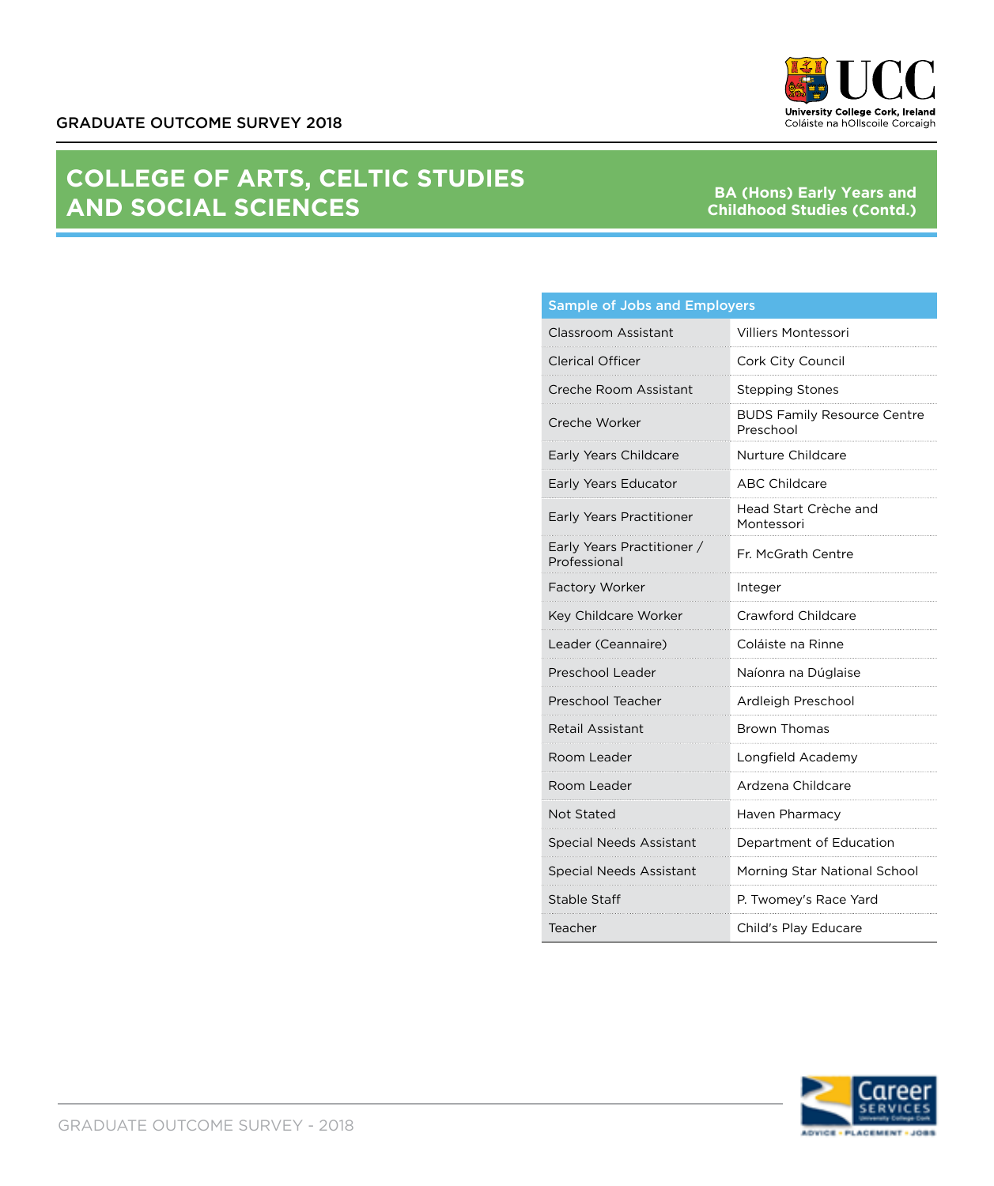# COLLEGE OF ARTS, CELTIC STUDIES AND SOCIAL SCIENCES

## BA (Hons) Early Years and Childhood Studies (Contd.)

| Sample of Jobs and Employers | |
|---|---|
| Classroom Assistant | Villiers Montessori |
| Clerical Officer | Cork City Council |
| Creche Room Assistant | Stepping Stones |
| Creche Worker | BUDS Family Resource Centre Preschool |
| Early Years Childcare | Nurture Childcare |
| Early Years Educator | ABC Childcare |
| Early Years Practitioner | Head Start Crèche and Montessori |
| Early Years Practitioner / Professional | Fr. McGrath Centre |
| Factory Worker | Integer |
| Key Childcare Worker | Crawford Childcare |
| Leader (Ceannaire) | Coláiste na Rinne |
| Preschool Leader | Naíonra na Dúglaise |
| Preschool Teacher | Ardleigh Preschool |
| Retail Assistant | Brown Thomas |
| Room Leader | Longfield Academy |
| Room Leader | Ardzena Childcare |
| Not Stated | Haven Pharmacy |
| Special Needs Assistant | Department of Education |
| Special Needs Assistant | Morning Star National School |
| Stable Staff | P. Twomey's Race Yard |
| Teacher | Child's Play Educare |